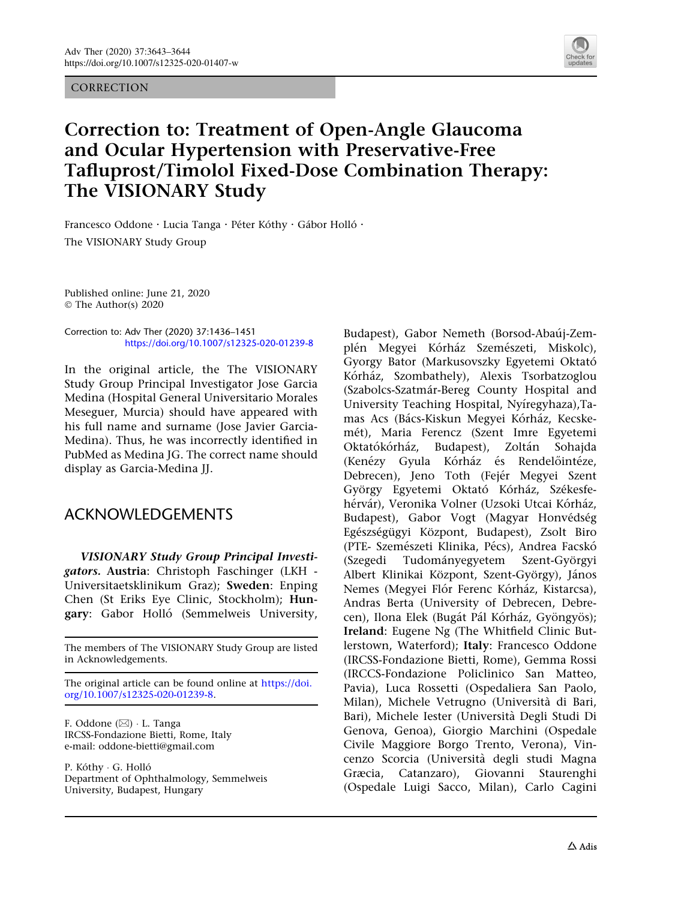CORRECTION

# Correction to: Treatment of Open-Angle Glaucoma and Ocular Hypertension with Preservative-Free Tafluprost/Timolol Fixed-Dose Combination Therapy: The VISIONARY Study

Francesco Oddone · Lucia Tanga · Péter Kóthy · Gábor Holló · The VISIONARY Study Group

Published online: June 21, 2020
© The Author(s) 2020

Correction to: Adv Ther (2020) 37:1436–1451
https://doi.org/10.1007/s12325-020-01239-8

In the original article, the The VISIONARY Study Group Principal Investigator Jose Garcia Medina (Hospital General Universitario Morales Meseguer, Murcia) should have appeared with his full name and surname (Jose Javier Garcia-Medina). Thus, he was incorrectly identified in PubMed as Medina JG. The correct name should display as Garcia-Medina JJ.

## ACKNOWLEDGEMENTS

***VISIONARY Study Group Principal Investigators.*** **Austria**: Christoph Faschinger (LKH - Universitaetsklinikum Graz); **Sweden**: Enping Chen (St Eriks Eye Clinic, Stockholm); **Hungary**: Gabor Holló (Semmelweis University, Budapest), Gabor Nemeth (Borsod-Abaúj-Zemplén Megyei Kórház Szemészeti, Miskolc), Gyorgy Bator (Markusovszky Egyetemi Oktató Kórház, Szombathely), Alexis Tsorbatzoglou (Szabolcs-Szatmár-Bereg County Hospital and University Teaching Hospital, Nyíregyhaza),Tamas Acs (Bács-Kiskun Megyei Kórház, Kecskemét), Maria Ferencz (Szent Imre Egyetemi Oktatókórház, Budapest), Zoltán Sohajda (Kenézy Gyula Kórház és Rendelőintéze, Debrecen), Jeno Toth (Fejér Megyei Szent György Egyetemi Oktató Kórház, Székesfehérvár), Veronika Volner (Uzsoki Utcai Kórház, Budapest), Gabor Vogt (Magyar Honvédség Egészségügyi Központ, Budapest), Zsolt Biro (PTE- Szemészeti Klinika, Pécs), Andrea Facskó (Szegedi Tudományegyetem Szent-Györgyi Albert Klinikai Központ, Szent-György), János Nemes (Megyei Flór Ferenc Kórház, Kistarcsa), Andras Berta (University of Debrecen, Debrecen), Ilona Elek (Bugát Pál Kórház, Gyöngyös); **Ireland**: Eugene Ng (The Whitfield Clinic Butlerstown, Waterford); **Italy**: Francesco Oddone (IRCSS-Fondazione Bietti, Rome), Gemma Rossi (IRCCS-Fondazione Policlinico San Matteo, Pavia), Luca Rossetti (Ospedaliera San Paolo, Milan), Michele Vetrugno (Università di Bari, Bari), Michele Iester (Università Degli Studi Di Genova, Genoa), Giorgio Marchini (Ospedale Civile Maggiore Borgo Trento, Verona), Vincenzo Scorcia (Università degli studi Magna Græcia, Catanzaro), Giovanni Staurenghi (Ospedale Luigi Sacco, Milan), Carlo Cagini

The members of The VISIONARY Study Group are listed in Acknowledgements.

The original article can be found online at https://doi.org/10.1007/s12325-020-01239-8.

F. Oddone (✉) · L. Tanga
IRCSS-Fondazione Bietti, Rome, Italy
e-mail: oddone-bietti@gmail.com

P. Kóthy · G. Holló
Department of Ophthalmology, Semmelweis University, Budapest, Hungary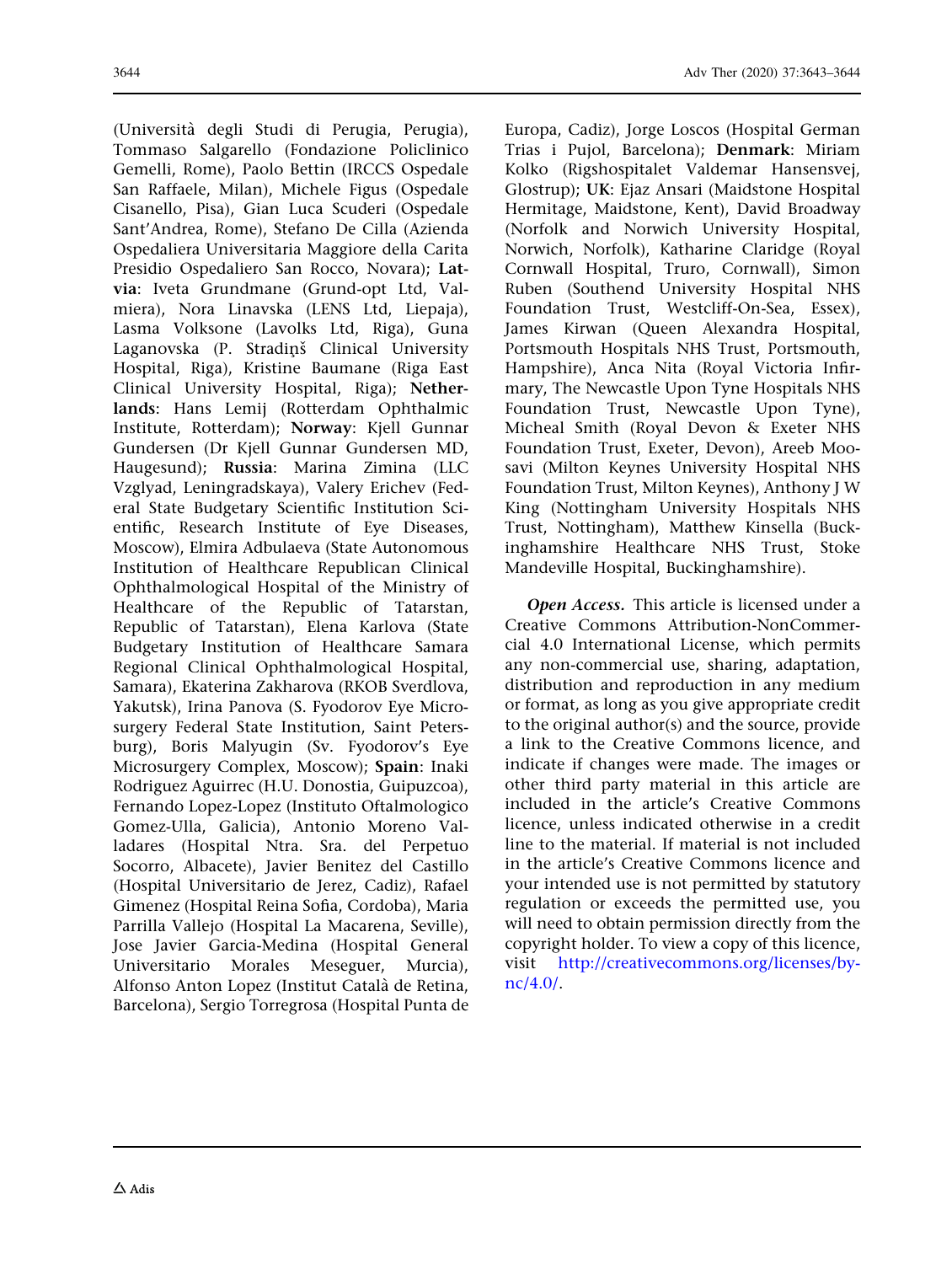(Università degli Studi di Perugia, Perugia), Tommaso Salgarello (Fondazione Policlinico Gemelli, Rome), Paolo Bettin (IRCCS Ospedale San Raffaele, Milan), Michele Figus (Ospedale Cisanello, Pisa), Gian Luca Scuderi (Ospedale Sant'Andrea, Rome), Stefano De Cilla (Azienda Ospedaliera Universitaria Maggiore della Carita Presidio Ospedaliero San Rocco, Novara); **Latvia**: Iveta Grundmane (Grund-opt Ltd, Valmiera), Nora Linavska (LENS Ltd, Liepaja), Lasma Volksone (Lavolks Ltd, Riga), Guna Laganovska (P. Stradiņš Clinical University Hospital, Riga), Kristine Baumane (Riga East Clinical University Hospital, Riga); **Netherlands**: Hans Lemij (Rotterdam Ophthalmic Institute, Rotterdam); **Norway**: Kjell Gunnar Gundersen (Dr Kjell Gunnar Gundersen MD, Haugesund); **Russia**: Marina Zimina (LLC Vzglyad, Leningradskaya), Valery Erichev (Federal State Budgetary Scientific Institution Scientific, Research Institute of Eye Diseases, Moscow), Elmira Adbulaeva (State Autonomous Institution of Healthcare Republican Clinical Ophthalmological Hospital of the Ministry of Healthcare of the Republic of Tatarstan, Republic of Tatarstan), Elena Karlova (State Budgetary Institution of Healthcare Samara Regional Clinical Ophthalmological Hospital, Samara), Ekaterina Zakharova (RKOB Sverdlova, Yakutsk), Irina Panova (S. Fyodorov Eye Microsurgery Federal State Institution, Saint Petersburg), Boris Malyugin (Sv. Fyodorov's Eye Microsurgery Complex, Moscow); **Spain**: Inaki Rodriguez Aguirrec (H.U. Donostia, Guipuzcoa), Fernando Lopez-Lopez (Instituto Oftalmologico Gomez-Ulla, Galicia), Antonio Moreno Valladares (Hospital Ntra. Sra. del Perpetuo Socorro, Albacete), Javier Benitez del Castillo (Hospital Universitario de Jerez, Cadiz), Rafael Gimenez (Hospital Reina Sofia, Cordoba), Maria Parrilla Vallejo (Hospital La Macarena, Seville), Jose Javier Garcia-Medina (Hospital General Universitario Morales Meseguer, Murcia), Alfonso Anton Lopez (Institut Català de Retina, Barcelona), Sergio Torregrosa (Hospital Punta de Europa, Cadiz), Jorge Loscos (Hospital German Trias i Pujol, Barcelona); **Denmark**: Miriam Kolko (Rigshospitalet Valdemar Hansensvej, Glostrup); **UK**: Ejaz Ansari (Maidstone Hospital Hermitage, Maidstone, Kent), David Broadway (Norfolk and Norwich University Hospital, Norwich, Norfolk), Katharine Claridge (Royal Cornwall Hospital, Truro, Cornwall), Simon Ruben (Southend University Hospital NHS Foundation Trust, Westcliff-On-Sea, Essex), James Kirwan (Queen Alexandra Hospital, Portsmouth Hospitals NHS Trust, Portsmouth, Hampshire), Anca Nita (Royal Victoria Infirmary, The Newcastle Upon Tyne Hospitals NHS Foundation Trust, Newcastle Upon Tyne), Micheal Smith (Royal Devon & Exeter NHS Foundation Trust, Exeter, Devon), Areeb Moosavi (Milton Keynes University Hospital NHS Foundation Trust, Milton Keynes), Anthony J W King (Nottingham University Hospitals NHS Trust, Nottingham), Matthew Kinsella (Buckinghamshire Healthcare NHS Trust, Stoke Mandeville Hospital, Buckinghamshire).

***Open Access.*** This article is licensed under a Creative Commons Attribution-NonCommercial 4.0 International License, which permits any non-commercial use, sharing, adaptation, distribution and reproduction in any medium or format, as long as you give appropriate credit to the original author(s) and the source, provide a link to the Creative Commons licence, and indicate if changes were made. The images or other third party material in this article are included in the article's Creative Commons licence, unless indicated otherwise in a credit line to the material. If material is not included in the article's Creative Commons licence and your intended use is not permitted by statutory regulation or exceeds the permitted use, you will need to obtain permission directly from the copyright holder. To view a copy of this licence, visit http://creativecommons.org/licenses/by-nc/4.0/.